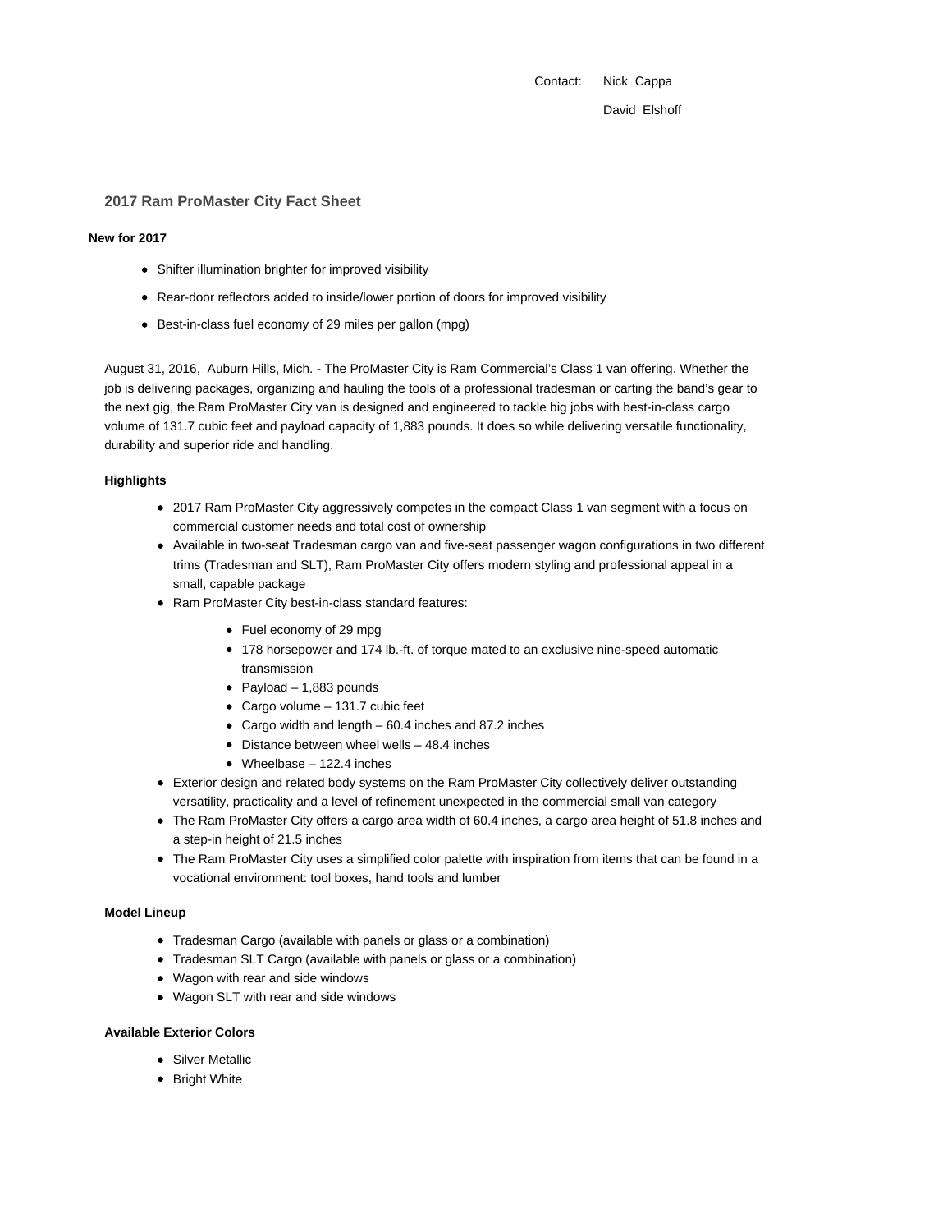Contact: Nick Cappa

David Elshoff

## 2017 Ram ProMaster City Fact Sheet

**New for 2017**

- Shifter illumination brighter for improved visibility
- Rear-door reflectors added to inside/lower portion of doors for improved visibility
- Best-in-class fuel economy of 29 miles per gallon (mpg)

August 31, 2016, Auburn Hills, Mich. - The ProMaster City is Ram Commercial's Class 1 van offering. Whether the job is delivering packages, organizing and hauling the tools of a professional tradesman or carting the band's gear to the next gig, the Ram ProMaster City van is designed and engineered to tackle big jobs with best-in-class cargo volume of 131.7 cubic feet and payload capacity of 1,883 pounds. It does so while delivering versatile functionality, durability and superior ride and handling.

**Highlights**

- 2017 Ram ProMaster City aggressively competes in the compact Class 1 van segment with a focus on commercial customer needs and total cost of ownership
- Available in two-seat Tradesman cargo van and five-seat passenger wagon configurations in two different trims (Tradesman and SLT), Ram ProMaster City offers modern styling and professional appeal in a small, capable package
- Ram ProMaster City best-in-class standard features:
  - Fuel economy of 29 mpg
  - 178 horsepower and 174 lb.-ft. of torque mated to an exclusive nine-speed automatic transmission
  - Payload – 1,883 pounds
  - Cargo volume – 131.7 cubic feet
  - Cargo width and length – 60.4 inches and 87.2 inches
  - Distance between wheel wells – 48.4 inches
  - Wheelbase – 122.4 inches
- Exterior design and related body systems on the Ram ProMaster City collectively deliver outstanding versatility, practicality and a level of refinement unexpected in the commercial small van category
- The Ram ProMaster City offers a cargo area width of 60.4 inches, a cargo area height of 51.8 inches and a step-in height of 21.5 inches
- The Ram ProMaster City uses a simplified color palette with inspiration from items that can be found in a vocational environment: tool boxes, hand tools and lumber

**Model Lineup**

- Tradesman Cargo (available with panels or glass or a combination)
- Tradesman SLT Cargo (available with panels or glass or a combination)
- Wagon with rear and side windows
- Wagon SLT with rear and side windows

**Available Exterior Colors**

- Silver Metallic
- Bright White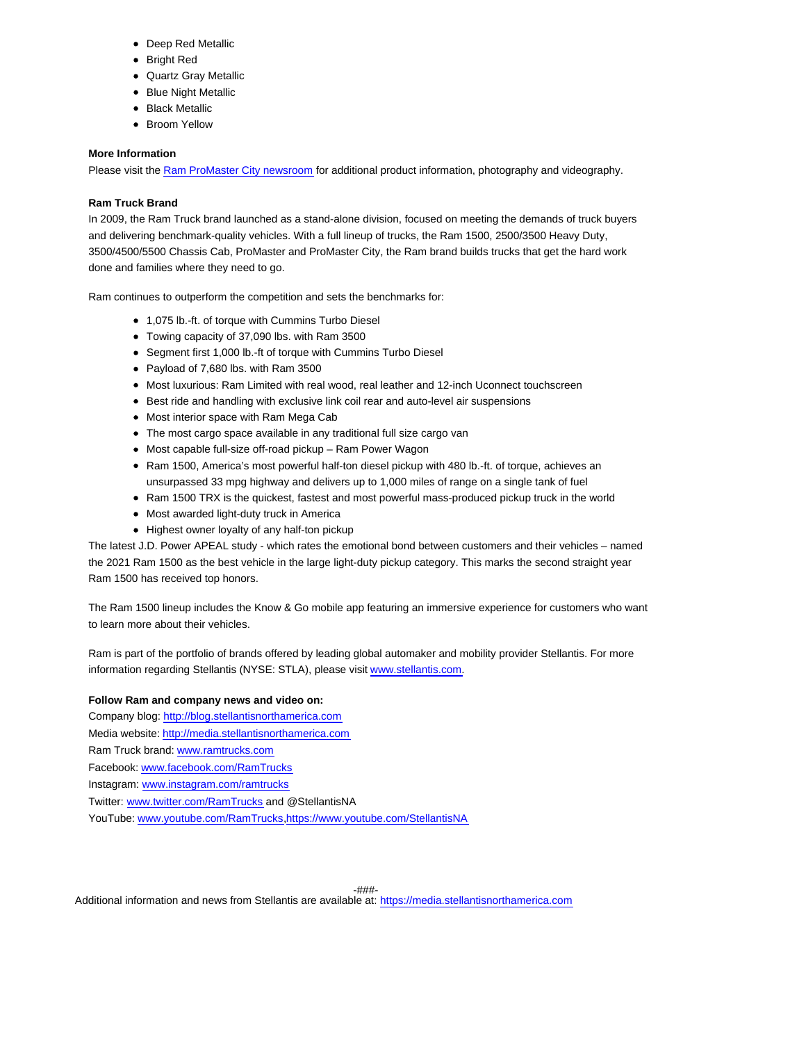- Deep Red Metallic
- Bright Red
- Quartz Gray Metallic
- Blue Night Metallic
- Black Metallic
- Broom Yellow

**More Information**

Please visit the [Ram ProMaster City newsroom](#) for additional product information, photography and videography.

**Ram Truck Brand**

In 2009, the Ram Truck brand launched as a stand-alone division, focused on meeting the demands of truck buyers and delivering benchmark-quality vehicles. With a full lineup of trucks, the Ram 1500, 2500/3500 Heavy Duty, 3500/4500/5500 Chassis Cab, ProMaster and ProMaster City, the Ram brand builds trucks that get the hard work done and families where they need to go.

Ram continues to outperform the competition and sets the benchmarks for:

- 1,075 lb.-ft. of torque with Cummins Turbo Diesel
- Towing capacity of 37,090 lbs. with Ram 3500
- Segment first 1,000 lb.-ft of torque with Cummins Turbo Diesel
- Payload of 7,680 lbs. with Ram 3500
- Most luxurious: Ram Limited with real wood, real leather and 12-inch Uconnect touchscreen
- Best ride and handling with exclusive link coil rear and auto-level air suspensions
- Most interior space with Ram Mega Cab
- The most cargo space available in any traditional full size cargo van
- Most capable full-size off-road pickup – Ram Power Wagon
- Ram 1500, America's most powerful half-ton diesel pickup with 480 lb.-ft. of torque, achieves an unsurpassed 33 mpg highway and delivers up to 1,000 miles of range on a single tank of fuel
- Ram 1500 TRX is the quickest, fastest and most powerful mass-produced pickup truck in the world
- Most awarded light-duty truck in America
- Highest owner loyalty of any half-ton pickup

The latest J.D. Power APEAL study - which rates the emotional bond between customers and their vehicles – named the 2021 Ram 1500 as the best vehicle in the large light-duty pickup category. This marks the second straight year Ram 1500 has received top honors.

The Ram 1500 lineup includes the Know & Go mobile app featuring an immersive experience for customers who want to learn more about their vehicles.

Ram is part of the portfolio of brands offered by leading global automaker and mobility provider Stellantis. For more information regarding Stellantis (NYSE: STLA), please visit [www.stellantis.com](http://www.stellantis.com).

**Follow Ram and company news and video on:**

Company blog: [http://blog.stellantisnorthamerica.com](http://blog.stellantisnorthamerica.com)
Media website: [http://media.stellantisnorthamerica.com](http://media.stellantisnorthamerica.com)
Ram Truck brand: [www.ramtrucks.com](http://www.ramtrucks.com)
Facebook: [www.facebook.com/RamTrucks](http://www.facebook.com/RamTrucks)
Instagram: [www.instagram.com/ramtrucks](http://www.instagram.com/ramtrucks)
Twitter: [www.twitter.com/RamTrucks](http://www.twitter.com/RamTrucks) and @StellantisNA
YouTube: [www.youtube.com/RamTrucks](http://www.youtube.com/RamTrucks),[https://www.youtube.com/StellantisNA](https://www.youtube.com/StellantisNA)

-###-

Additional information and news from Stellantis are available at: [https://media.stellantisnorthamerica.com](https://media.stellantisnorthamerica.com)